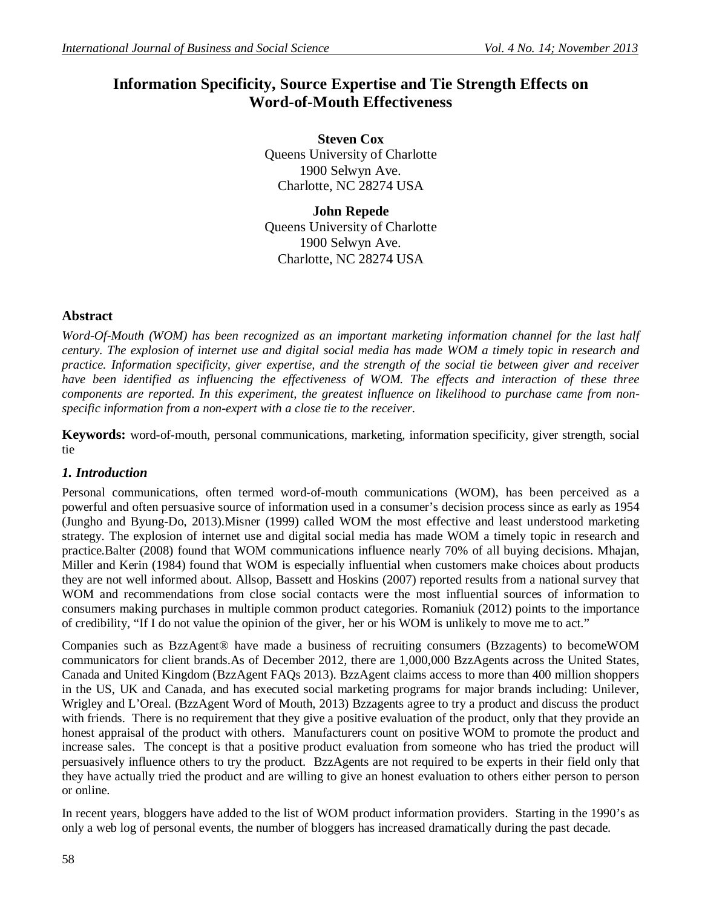# Information Specificity, Source Expertise and Tie Strength Effects on Word-of-Mouth Effectiveness

**Steven Cox**
Queens University of Charlotte
1900 Selwyn Ave.
Charlotte, NC 28274 USA

**John Repede**
Queens University of Charlotte
1900 Selwyn Ave.
Charlotte, NC 28274 USA

## Abstract

*Word-Of-Mouth (WOM) has been recognized as an important marketing information channel for the last half century. The explosion of internet use and digital social media has made WOM a timely topic in research and practice. Information specificity, giver expertise, and the strength of the social tie between giver and receiver have been identified as influencing the effectiveness of WOM. The effects and interaction of these three components are reported. In this experiment, the greatest influence on likelihood to purchase came from non-specific information from a non-expert with a close tie to the receiver.*

**Keywords:** word-of-mouth, personal communications, marketing, information specificity, giver strength, social tie

## *1. Introduction*

Personal communications, often termed word-of-mouth communications (WOM), has been perceived as a powerful and often persuasive source of information used in a consumer's decision process since as early as 1954 (Jungho and Byung-Do, 2013).Misner (1999) called WOM the most effective and least understood marketing strategy. The explosion of internet use and digital social media has made WOM a timely topic in research and practice.Balter (2008) found that WOM communications influence nearly 70% of all buying decisions. Mhajan, Miller and Kerin (1984) found that WOM is especially influential when customers make choices about products they are not well informed about. Allsop, Bassett and Hoskins (2007) reported results from a national survey that WOM and recommendations from close social contacts were the most influential sources of information to consumers making purchases in multiple common product categories. Romaniuk (2012) points to the importance of credibility, "If I do not value the opinion of the giver, her or his WOM is unlikely to move me to act."

Companies such as BzzAgent® have made a business of recruiting consumers (Bzzagents) to becomeWOM communicators for client brands.As of December 2012, there are 1,000,000 BzzAgents across the United States, Canada and United Kingdom (BzzAgent FAQs 2013). BzzAgent claims access to more than 400 million shoppers in the US, UK and Canada, and has executed social marketing programs for major brands including: Unilever, Wrigley and L'Oreal. (BzzAgent Word of Mouth, 2013) Bzzagents agree to try a product and discuss the product with friends. There is no requirement that they give a positive evaluation of the product, only that they provide an honest appraisal of the product with others. Manufacturers count on positive WOM to promote the product and increase sales. The concept is that a positive product evaluation from someone who has tried the product will persuasively influence others to try the product. BzzAgents are not required to be experts in their field only that they have actually tried the product and are willing to give an honest evaluation to others either person to person or online.

In recent years, bloggers have added to the list of WOM product information providers. Starting in the 1990's as only a web log of personal events, the number of bloggers has increased dramatically during the past decade.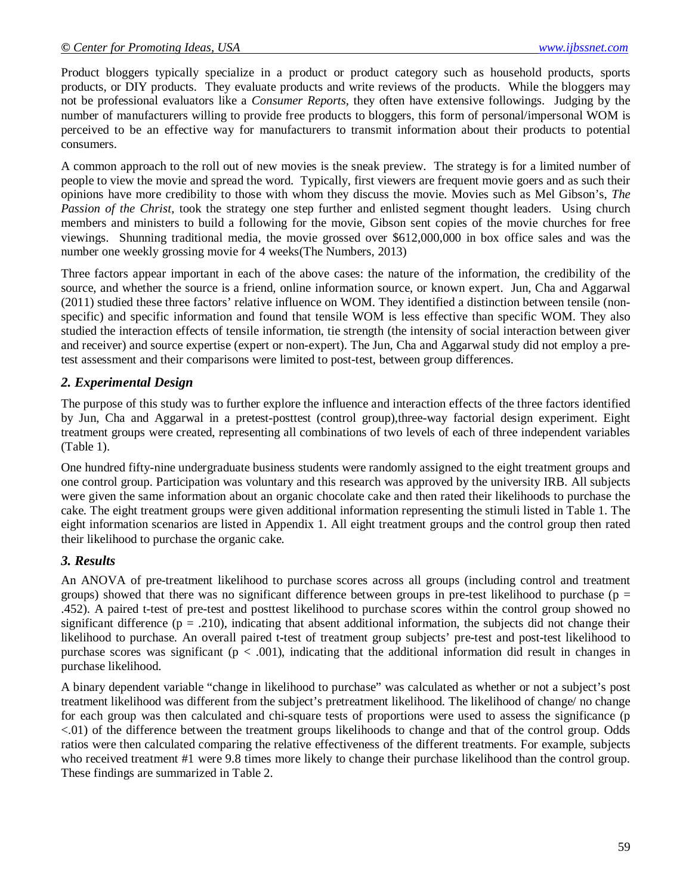Product bloggers typically specialize in a product or product category such as household products, sports products, or DIY products. They evaluate products and write reviews of the products. While the bloggers may not be professional evaluators like a *Consumer Reports*, they often have extensive followings. Judging by the number of manufacturers willing to provide free products to bloggers, this form of personal/impersonal WOM is perceived to be an effective way for manufacturers to transmit information about their products to potential consumers.

A common approach to the roll out of new movies is the sneak preview. The strategy is for a limited number of people to view the movie and spread the word. Typically, first viewers are frequent movie goers and as such their opinions have more credibility to those with whom they discuss the movie. Movies such as Mel Gibson's, *The Passion of the Christ*, took the strategy one step further and enlisted segment thought leaders. Using church members and ministers to build a following for the movie, Gibson sent copies of the movie churches for free viewings. Shunning traditional media, the movie grossed over $612,000,000 in box office sales and was the number one weekly grossing movie for 4 weeks(The Numbers, 2013)

Three factors appear important in each of the above cases: the nature of the information, the credibility of the source, and whether the source is a friend, online information source, or known expert. Jun, Cha and Aggarwal (2011) studied these three factors' relative influence on WOM. They identified a distinction between tensile (non-specific) and specific information and found that tensile WOM is less effective than specific WOM. They also studied the interaction effects of tensile information, tie strength (the intensity of social interaction between giver and receiver) and source expertise (expert or non-expert). The Jun, Cha and Aggarwal study did not employ a pre-test assessment and their comparisons were limited to post-test, between group differences.

### *2. Experimental Design*

The purpose of this study was to further explore the influence and interaction effects of the three factors identified by Jun, Cha and Aggarwal in a pretest-posttest (control group),three-way factorial design experiment. Eight treatment groups were created, representing all combinations of two levels of each of three independent variables (Table 1).

One hundred fifty-nine undergraduate business students were randomly assigned to the eight treatment groups and one control group. Participation was voluntary and this research was approved by the university IRB. All subjects were given the same information about an organic chocolate cake and then rated their likelihoods to purchase the cake. The eight treatment groups were given additional information representing the stimuli listed in Table 1. The eight information scenarios are listed in Appendix 1. All eight treatment groups and the control group then rated their likelihood to purchase the organic cake.

### *3. Results*

An ANOVA of pre-treatment likelihood to purchase scores across all groups (including control and treatment groups) showed that there was no significant difference between groups in pre-test likelihood to purchase ($p = .452$). A paired t-test of pre-test and posttest likelihood to purchase scores within the control group showed no significant difference ($p = .210$), indicating that absent additional information, the subjects did not change their likelihood to purchase. An overall paired t-test of treatment group subjects' pre-test and post-test likelihood to purchase scores was significant ($p < .001$), indicating that the additional information did result in changes in purchase likelihood.

A binary dependent variable "change in likelihood to purchase" was calculated as whether or not a subject's post treatment likelihood was different from the subject's pretreatment likelihood. The likelihood of change/ no change for each group was then calculated and chi-square tests of proportions were used to assess the significance ($p < .01$) of the difference between the treatment groups likelihoods to change and that of the control group. Odds ratios were then calculated comparing the relative effectiveness of the different treatments. For example, subjects who received treatment #1 were 9.8 times more likely to change their purchase likelihood than the control group. These findings are summarized in Table 2.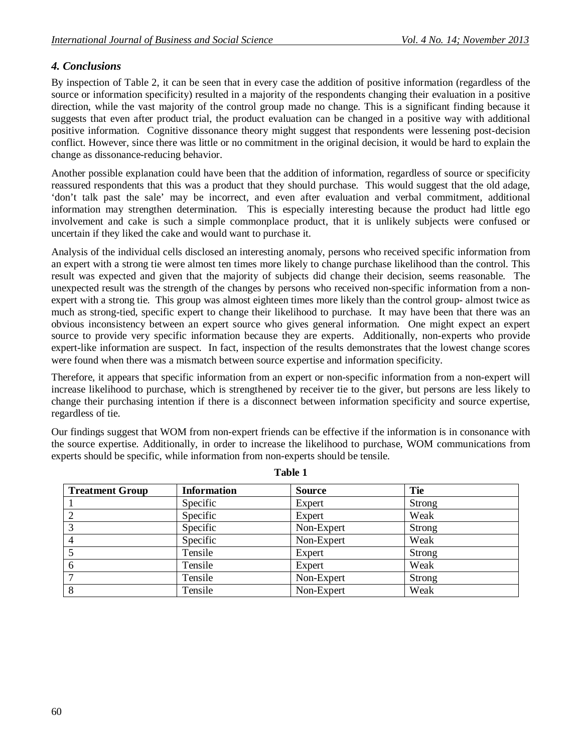## *4. Conclusions*

By inspection of Table 2, it can be seen that in every case the addition of positive information (regardless of the source or information specificity) resulted in a majority of the respondents changing their evaluation in a positive direction, while the vast majority of the control group made no change. This is a significant finding because it suggests that even after product trial, the product evaluation can be changed in a positive way with additional positive information. Cognitive dissonance theory might suggest that respondents were lessening post-decision conflict. However, since there was little or no commitment in the original decision, it would be hard to explain the change as dissonance-reducing behavior.

Another possible explanation could have been that the addition of information, regardless of source or specificity reassured respondents that this was a product that they should purchase. This would suggest that the old adage, 'don't talk past the sale' may be incorrect, and even after evaluation and verbal commitment, additional information may strengthen determination. This is especially interesting because the product had little ego involvement and cake is such a simple commonplace product, that it is unlikely subjects were confused or uncertain if they liked the cake and would want to purchase it.

Analysis of the individual cells disclosed an interesting anomaly, persons who received specific information from an expert with a strong tie were almost ten times more likely to change purchase likelihood than the control. This result was expected and given that the majority of subjects did change their decision, seems reasonable. The unexpected result was the strength of the changes by persons who received non-specific information from a non-expert with a strong tie. This group was almost eighteen times more likely than the control group- almost twice as much as strong-tied, specific expert to change their likelihood to purchase. It may have been that there was an obvious inconsistency between an expert source who gives general information. One might expect an expert source to provide very specific information because they are experts. Additionally, non-experts who provide expert-like information are suspect. In fact, inspection of the results demonstrates that the lowest change scores were found when there was a mismatch between source expertise and information specificity.

Therefore, it appears that specific information from an expert or non-specific information from a non-expert will increase likelihood to purchase, which is strengthened by receiver tie to the giver, but persons are less likely to change their purchasing intention if there is a disconnect between information specificity and source expertise, regardless of tie.

Our findings suggest that WOM from non-expert friends can be effective if the information is in consonance with the source expertise. Additionally, in order to increase the likelihood to purchase, WOM communications from experts should be specific, while information from non-experts should be tensile.

**Table 1**

| Treatment Group | Information | Source | Tie |
|---|---|---|---|
| 1 | Specific | Expert | Strong |
| 2 | Specific | Expert | Weak |
| 3 | Specific | Non-Expert | Strong |
| 4 | Specific | Non-Expert | Weak |
| 5 | Tensile | Expert | Strong |
| 6 | Tensile | Expert | Weak |
| 7 | Tensile | Non-Expert | Strong |
| 8 | Tensile | Non-Expert | Weak |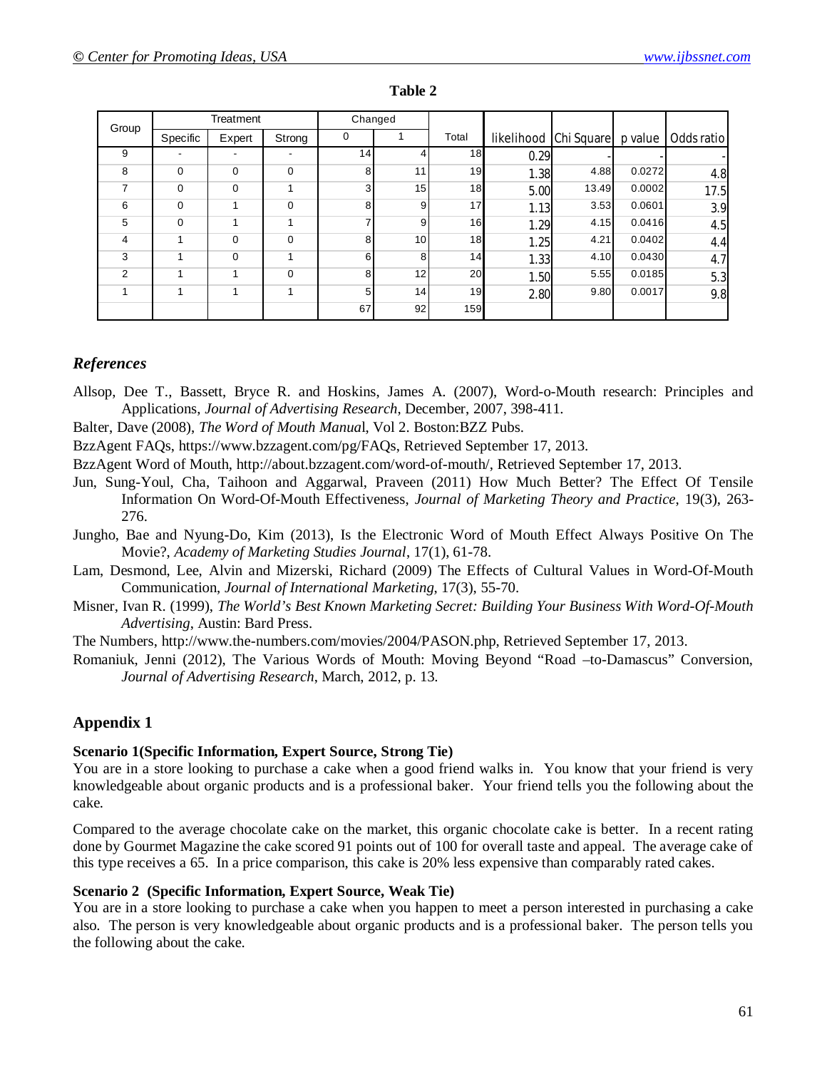**Table 2**

| Group | Treatment | | | Changed | | Total | likelihood | Chi Square | p value | Odds ratio |
|---|---|---|---|---|---|---|---|---|---|---|
| | Specific | Expert | Strong | 0 | 1 | | | | | |
| 9 | - | - | - | 14 | 4 | 18 | 0.29 | - | - | - |
| 8 | 0 | 0 | 0 | 8 | 11 | 19 | 1.38 | 4.88 | 0.0272 | 4.8 |
| 7 | 0 | 0 | 1 | 3 | 15 | 18 | 5.00 | 13.49 | 0.0002 | 17.5 |
| 6 | 0 | 1 | 0 | 8 | 9 | 17 | 1.13 | 3.53 | 0.0601 | 3.9 |
| 5 | 0 | 1 | 1 | 7 | 9 | 16 | 1.29 | 4.15 | 0.0416 | 4.5 |
| 4 | 1 | 0 | 0 | 8 | 10 | 18 | 1.25 | 4.21 | 0.0402 | 4.4 |
| 3 | 1 | 0 | 1 | 6 | 8 | 14 | 1.33 | 4.10 | 0.0430 | 4.7 |
| 2 | 1 | 1 | 0 | 8 | 12 | 20 | 1.50 | 5.55 | 0.0185 | 5.3 |
| 1 | 1 | 1 | 1 | 5 | 14 | 19 | 2.80 | 9.80 | 0.0017 | 9.8 |
| | | | | 67 | 92 | 159 | | | | |

## *References*

Allsop, Dee T., Bassett, Bryce R. and Hoskins, James A. (2007), Word-o-Mouth research: Principles and Applications, *Journal of Advertising Research*, December, 2007, 398-411.

Balter, Dave (2008), *The Word of Mouth Manua*l, Vol 2. Boston:BZZ Pubs.

BzzAgent FAQs, https://www.bzzagent.com/pg/FAQs, Retrieved September 17, 2013.

BzzAgent Word of Mouth, http://about.bzzagent.com/word-of-mouth/, Retrieved September 17, 2013.

Jun, Sung-Youl, Cha, Taihoon and Aggarwal, Praveen (2011) How Much Better? The Effect Of Tensile Information On Word-Of-Mouth Effectiveness, *Journal of Marketing Theory and Practice*, 19(3), 263-276.

Jungho, Bae and Nyung-Do, Kim (2013), Is the Electronic Word of Mouth Effect Always Positive On The Movie?, *Academy of Marketing Studies Journal*, 17(1), 61-78.

Lam, Desmond, Lee, Alvin and Mizerski, Richard (2009) The Effects of Cultural Values in Word-Of-Mouth Communication, *Journal of International Marketing*, 17(3), 55-70.

Misner, Ivan R. (1999), *The World's Best Known Marketing Secret: Building Your Business With Word-Of-Mouth Advertising*, Austin: Bard Press.

The Numbers, http://www.the-numbers.com/movies/2004/PASON.php, Retrieved September 17, 2013.

Romaniuk, Jenni (2012), The Various Words of Mouth: Moving Beyond "Road –to-Damascus" Conversion, *Journal of Advertising Research*, March, 2012, p. 13.

## Appendix 1

**Scenario 1(Specific Information, Expert Source, Strong Tie)**

You are in a store looking to purchase a cake when a good friend walks in. You know that your friend is very knowledgeable about organic products and is a professional baker. Your friend tells you the following about the cake.

Compared to the average chocolate cake on the market, this organic chocolate cake is better. In a recent rating done by Gourmet Magazine the cake scored 91 points out of 100 for overall taste and appeal. The average cake of this type receives a 65. In a price comparison, this cake is 20% less expensive than comparably rated cakes.

**Scenario 2 (Specific Information, Expert Source, Weak Tie)**

You are in a store looking to purchase a cake when you happen to meet a person interested in purchasing a cake also. The person is very knowledgeable about organic products and is a professional baker. The person tells you the following about the cake.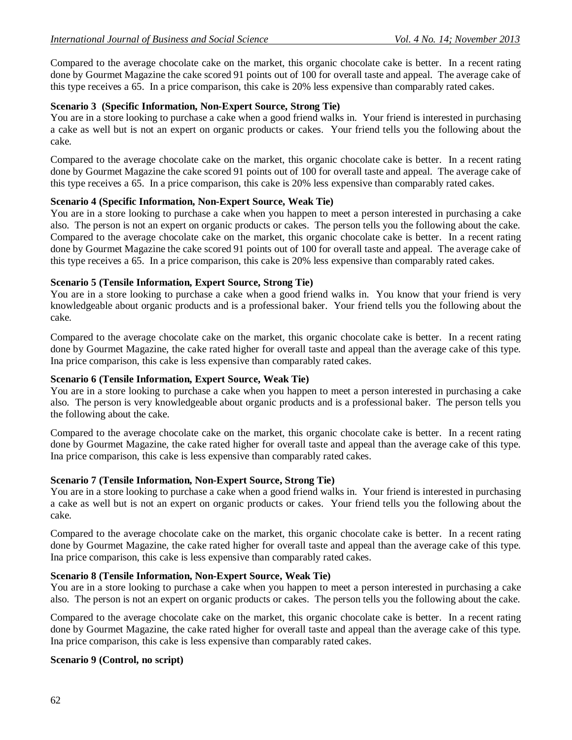Compared to the average chocolate cake on the market, this organic chocolate cake is better. In a recent rating done by Gourmet Magazine the cake scored 91 points out of 100 for overall taste and appeal. The average cake of this type receives a 65. In a price comparison, this cake is 20% less expensive than comparably rated cakes.

**Scenario 3 (Specific Information, Non-Expert Source, Strong Tie)**

You are in a store looking to purchase a cake when a good friend walks in. Your friend is interested in purchasing a cake as well but is not an expert on organic products or cakes. Your friend tells you the following about the cake.

Compared to the average chocolate cake on the market, this organic chocolate cake is better. In a recent rating done by Gourmet Magazine the cake scored 91 points out of 100 for overall taste and appeal. The average cake of this type receives a 65. In a price comparison, this cake is 20% less expensive than comparably rated cakes.

**Scenario 4 (Specific Information, Non-Expert Source, Weak Tie)**

You are in a store looking to purchase a cake when you happen to meet a person interested in purchasing a cake also. The person is not an expert on organic products or cakes. The person tells you the following about the cake. Compared to the average chocolate cake on the market, this organic chocolate cake is better. In a recent rating done by Gourmet Magazine the cake scored 91 points out of 100 for overall taste and appeal. The average cake of this type receives a 65. In a price comparison, this cake is 20% less expensive than comparably rated cakes.

**Scenario 5 (Tensile Information, Expert Source, Strong Tie)**

You are in a store looking to purchase a cake when a good friend walks in. You know that your friend is very knowledgeable about organic products and is a professional baker. Your friend tells you the following about the cake.

Compared to the average chocolate cake on the market, this organic chocolate cake is better. In a recent rating done by Gourmet Magazine, the cake rated higher for overall taste and appeal than the average cake of this type. Ina price comparison, this cake is less expensive than comparably rated cakes.

**Scenario 6 (Tensile Information, Expert Source, Weak Tie)**

You are in a store looking to purchase a cake when you happen to meet a person interested in purchasing a cake also. The person is very knowledgeable about organic products and is a professional baker. The person tells you the following about the cake.

Compared to the average chocolate cake on the market, this organic chocolate cake is better. In a recent rating done by Gourmet Magazine, the cake rated higher for overall taste and appeal than the average cake of this type. Ina price comparison, this cake is less expensive than comparably rated cakes.

**Scenario 7 (Tensile Information, Non-Expert Source, Strong Tie)**

You are in a store looking to purchase a cake when a good friend walks in. Your friend is interested in purchasing a cake as well but is not an expert on organic products or cakes. Your friend tells you the following about the cake.

Compared to the average chocolate cake on the market, this organic chocolate cake is better. In a recent rating done by Gourmet Magazine, the cake rated higher for overall taste and appeal than the average cake of this type. Ina price comparison, this cake is less expensive than comparably rated cakes.

**Scenario 8 (Tensile Information, Non-Expert Source, Weak Tie)**

You are in a store looking to purchase a cake when you happen to meet a person interested in purchasing a cake also. The person is not an expert on organic products or cakes. The person tells you the following about the cake.

Compared to the average chocolate cake on the market, this organic chocolate cake is better. In a recent rating done by Gourmet Magazine, the cake rated higher for overall taste and appeal than the average cake of this type. Ina price comparison, this cake is less expensive than comparably rated cakes.

**Scenario 9 (Control, no script)**